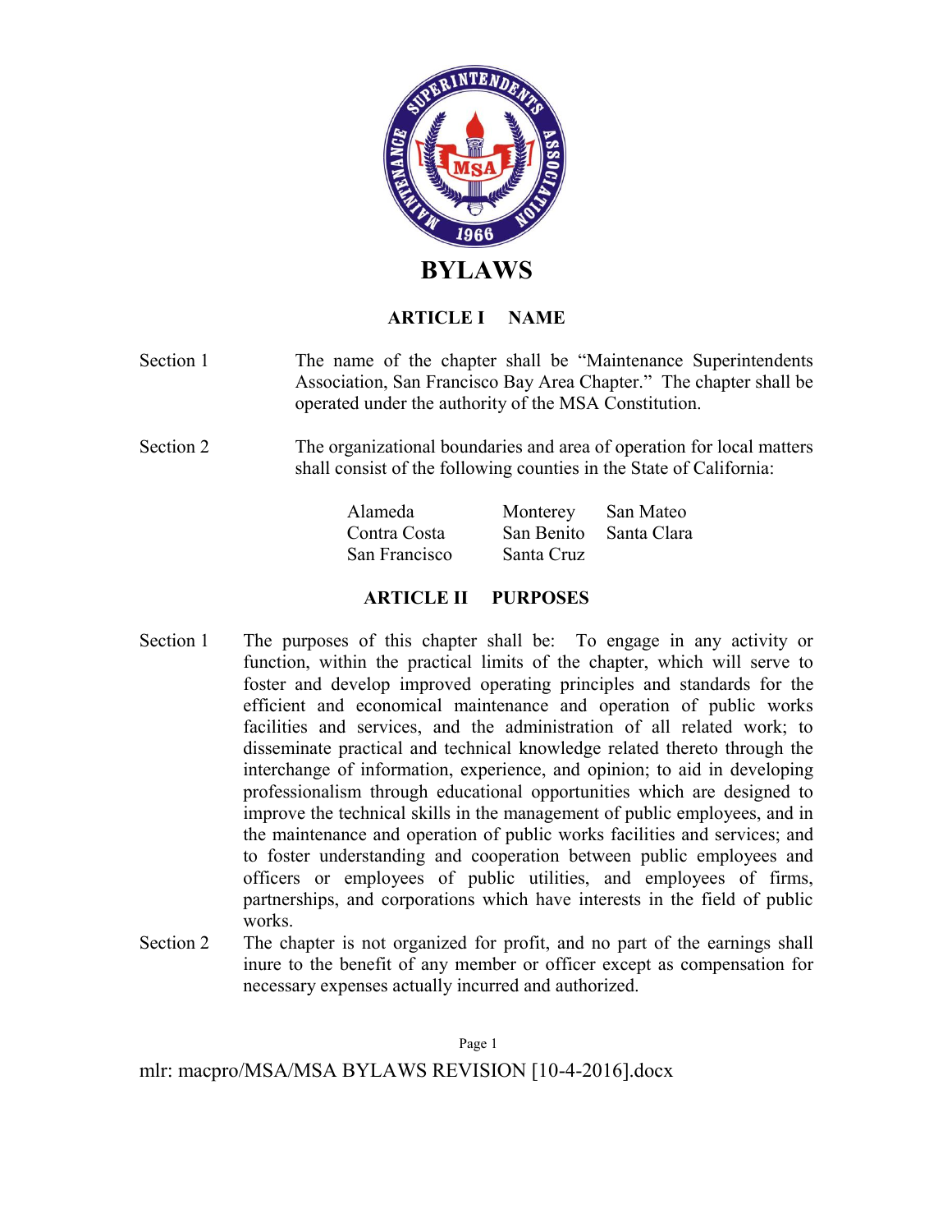# BYLAWS

## ARTICLE I NAME

Section 1 The name of the chapter shall be "Maintenance Superintendents Association, San Francisco Bay Area Chapter." The chapter shall be operated under the authority of the MSA Constitution.

Section 2 The organizational boundaries and area of operation for local matters shall consist of the following counties in the State of California:

| | | |
|---|---|---|
| Alameda | Monterey | San Mateo |
| Contra Costa | San Benito | Santa Clara |
| San Francisco | Santa Cruz | |

## ARTICLE II PURPOSES

Section 1 The purposes of this chapter shall be: To engage in any activity or function, within the practical limits of the chapter, which will serve to foster and develop improved operating principles and standards for the efficient and economical maintenance and operation of public works facilities and services, and the administration of all related work; to disseminate practical and technical knowledge related thereto through the interchange of information, experience, and opinion; to aid in developing professionalism through educational opportunities which are designed to improve the technical skills in the management of public employees, and in the maintenance and operation of public works facilities and services; and to foster understanding and cooperation between public employees and officers or employees of public utilities, and employees of firms, partnerships, and corporations which have interests in the field of public works.

Section 2 The chapter is not organized for profit, and no part of the earnings shall inure to the benefit of any member or officer except as compensation for necessary expenses actually incurred and authorized.

mlr: macpro/MSA/MSA BYLAWS REVISION [10-4-2016].docx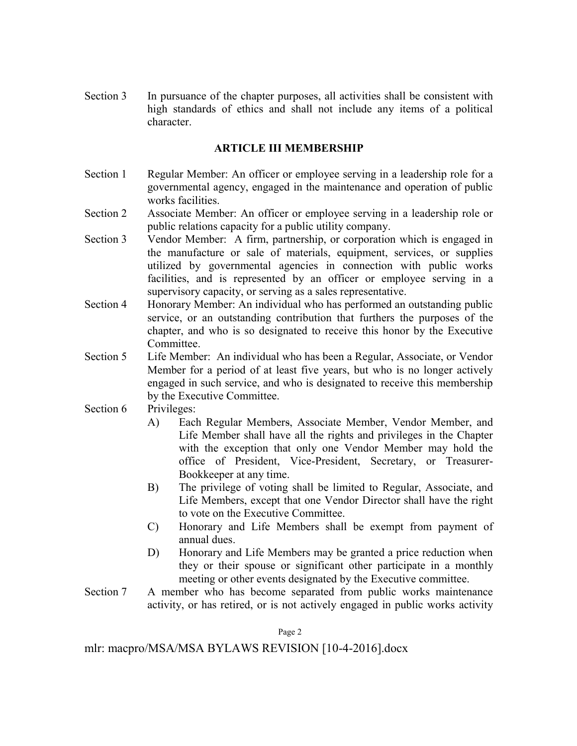Section 3 In pursuance of the chapter purposes, all activities shall be consistent with high standards of ethics and shall not include any items of a political character.

## ARTICLE III MEMBERSHIP

Section 1 Regular Member: An officer or employee serving in a leadership role for a governmental agency, engaged in the maintenance and operation of public works facilities.

Section 2 Associate Member: An officer or employee serving in a leadership role or public relations capacity for a public utility company.

Section 3 Vendor Member: A firm, partnership, or corporation which is engaged in the manufacture or sale of materials, equipment, services, or supplies utilized by governmental agencies in connection with public works facilities, and is represented by an officer or employee serving in a supervisory capacity, or serving as a sales representative.

Section 4 Honorary Member: An individual who has performed an outstanding public service, or an outstanding contribution that furthers the purposes of the chapter, and who is so designated to receive this honor by the Executive Committee.

Section 5 Life Member: An individual who has been a Regular, Associate, or Vendor Member for a period of at least five years, but who is no longer actively engaged in such service, and who is designated to receive this membership by the Executive Committee.

Section 6 Privileges:

- A) Each Regular Members, Associate Member, Vendor Member, and Life Member shall have all the rights and privileges in the Chapter with the exception that only one Vendor Member may hold the office of President, Vice-President, Secretary, or Treasurer-Bookkeeper at any time.
- B) The privilege of voting shall be limited to Regular, Associate, and Life Members, except that one Vendor Director shall have the right to vote on the Executive Committee.
- C) Honorary and Life Members shall be exempt from payment of annual dues.
- D) Honorary and Life Members may be granted a price reduction when they or their spouse or significant other participate in a monthly meeting or other events designated by the Executive committee.

Section 7 A member who has become separated from public works maintenance activity, or has retired, or is not actively engaged in public works activity

mlr: macpro/MSA/MSA BYLAWS REVISION [10-4-2016].docx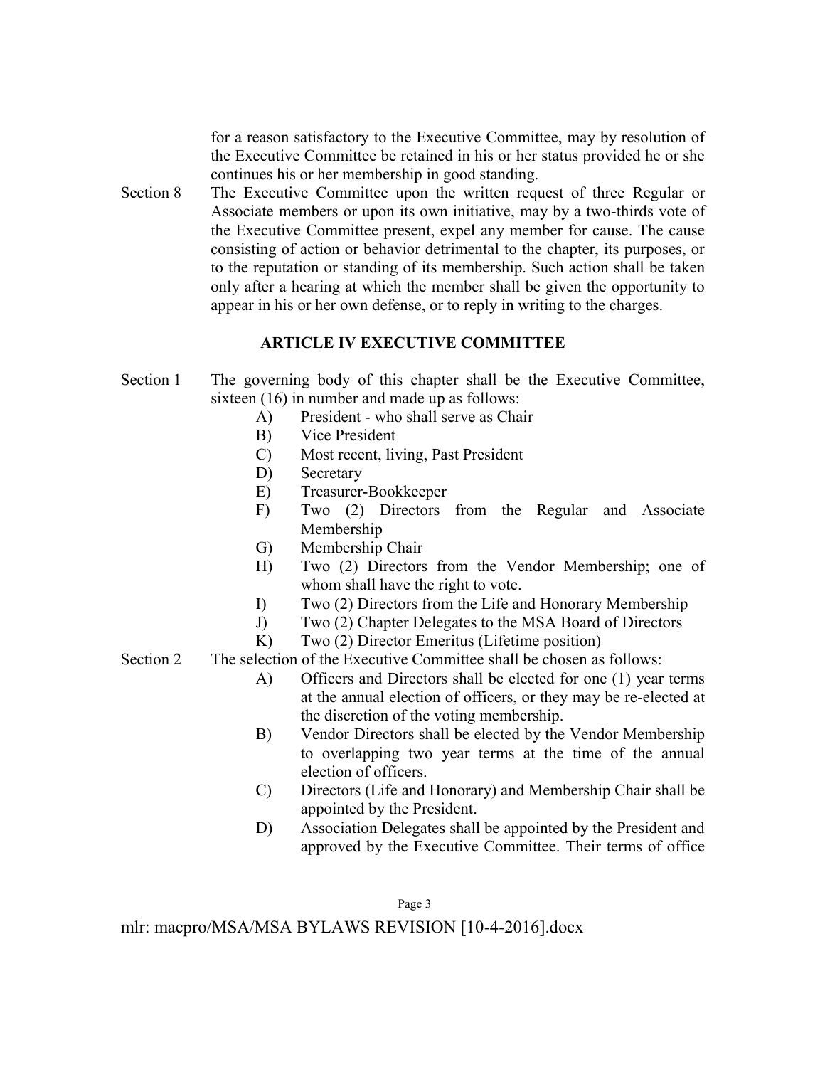for a reason satisfactory to the Executive Committee, may by resolution of the Executive Committee be retained in his or her status provided he or she continues his or her membership in good standing.

Section 8 The Executive Committee upon the written request of three Regular or Associate members or upon its own initiative, may by a two-thirds vote of the Executive Committee present, expel any member for cause. The cause consisting of action or behavior detrimental to the chapter, its purposes, or to the reputation or standing of its membership. Such action shall be taken only after a hearing at which the member shall be given the opportunity to appear in his or her own defense, or to reply in writing to the charges.

## ARTICLE IV EXECUTIVE COMMITTEE

Section 1 The governing body of this chapter shall be the Executive Committee, sixteen (16) in number and made up as follows:

- A) President - who shall serve as Chair
- B) Vice President
- C) Most recent, living, Past President
- D) Secretary
- E) Treasurer-Bookkeeper
- F) Two (2) Directors from the Regular and Associate Membership
- G) Membership Chair
- H) Two (2) Directors from the Vendor Membership; one of whom shall have the right to vote.
- I) Two (2) Directors from the Life and Honorary Membership
- J) Two (2) Chapter Delegates to the MSA Board of Directors
- K) Two (2) Director Emeritus (Lifetime position)

Section 2 The selection of the Executive Committee shall be chosen as follows:

- A) Officers and Directors shall be elected for one (1) year terms at the annual election of officers, or they may be re-elected at the discretion of the voting membership.
- B) Vendor Directors shall be elected by the Vendor Membership to overlapping two year terms at the time of the annual election of officers.
- C) Directors (Life and Honorary) and Membership Chair shall be appointed by the President.
- D) Association Delegates shall be appointed by the President and approved by the Executive Committee. Their terms of office

mlr: macpro/MSA/MSA BYLAWS REVISION [10-4-2016].docx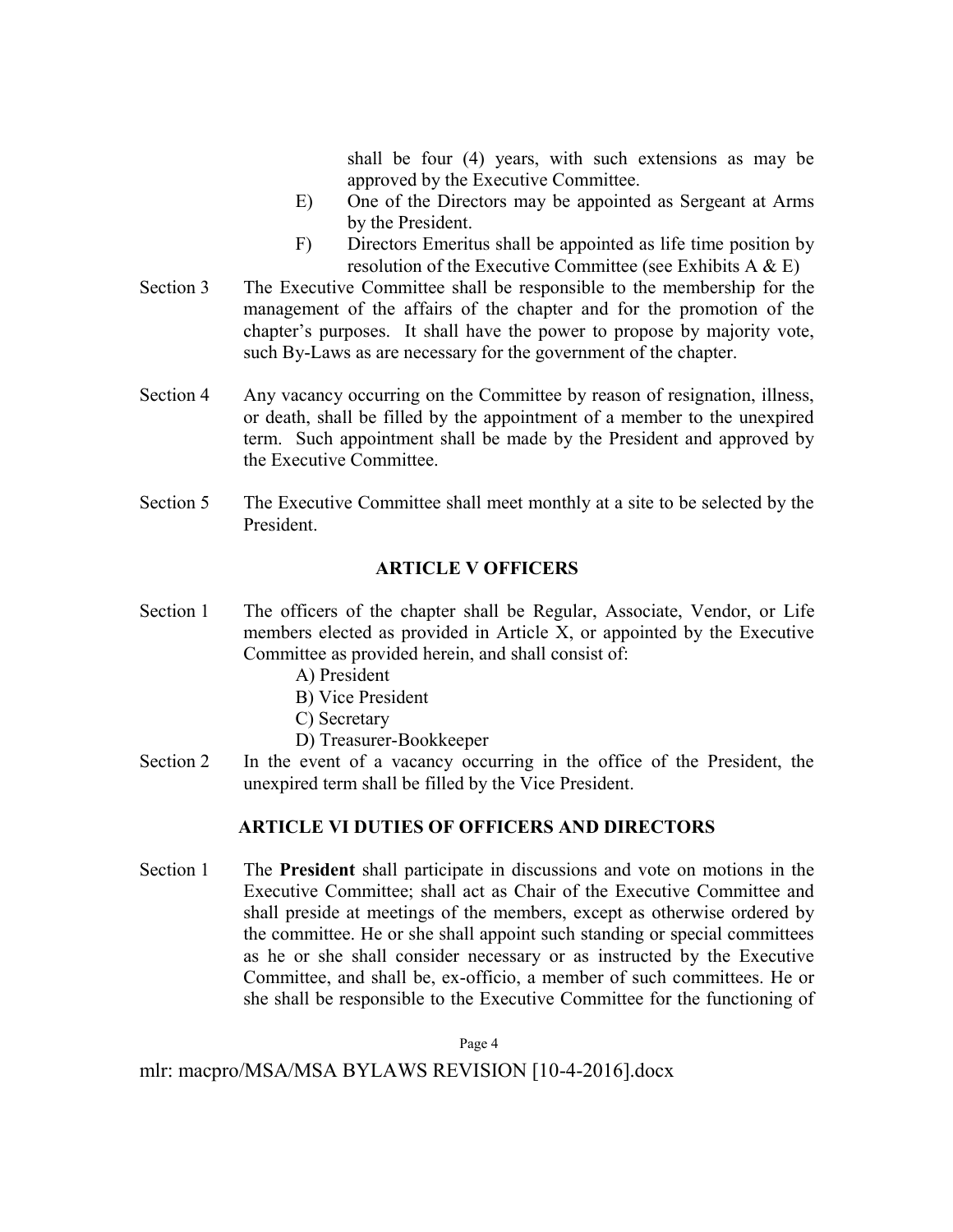shall be four (4) years, with such extensions as may be approved by the Executive Committee.

E) One of the Directors may be appointed as Sergeant at Arms by the President.

F) Directors Emeritus shall be appointed as life time position by resolution of the Executive Committee (see Exhibits A & E)

Section 3 The Executive Committee shall be responsible to the membership for the management of the affairs of the chapter and for the promotion of the chapter's purposes. It shall have the power to propose by majority vote, such By-Laws as are necessary for the government of the chapter.

Section 4 Any vacancy occurring on the Committee by reason of resignation, illness, or death, shall be filled by the appointment of a member to the unexpired term. Such appointment shall be made by the President and approved by the Executive Committee.

Section 5 The Executive Committee shall meet monthly at a site to be selected by the President.

## ARTICLE V OFFICERS

Section 1 The officers of the chapter shall be Regular, Associate, Vendor, or Life members elected as provided in Article X, or appointed by the Executive Committee as provided herein, and shall consist of:

A) President
B) Vice President
C) Secretary
D) Treasurer-Bookkeeper

Section 2 In the event of a vacancy occurring in the office of the President, the unexpired term shall be filled by the Vice President.

## ARTICLE VI DUTIES OF OFFICERS AND DIRECTORS

Section 1 The **President** shall participate in discussions and vote on motions in the Executive Committee; shall act as Chair of the Executive Committee and shall preside at meetings of the members, except as otherwise ordered by the committee. He or she shall appoint such standing or special committees as he or she shall consider necessary or as instructed by the Executive Committee, and shall be, ex-officio, a member of such committees. He or she shall be responsible to the Executive Committee for the functioning of

mlr: macpro/MSA/MSA BYLAWS REVISION [10-4-2016].docx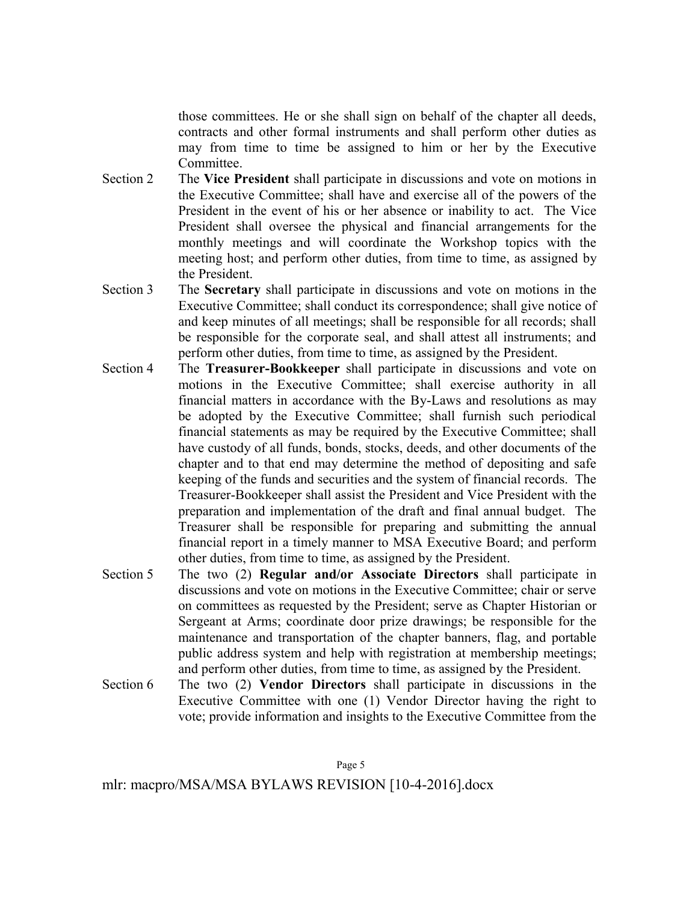those committees. He or she shall sign on behalf of the chapter all deeds, contracts and other formal instruments and shall perform other duties as may from time to time be assigned to him or her by the Executive Committee.

Section 2 The **Vice President** shall participate in discussions and vote on motions in the Executive Committee; shall have and exercise all of the powers of the President in the event of his or her absence or inability to act. The Vice President shall oversee the physical and financial arrangements for the monthly meetings and will coordinate the Workshop topics with the meeting host; and perform other duties, from time to time, as assigned by the President.

Section 3 The **Secretary** shall participate in discussions and vote on motions in the Executive Committee; shall conduct its correspondence; shall give notice of and keep minutes of all meetings; shall be responsible for all records; shall be responsible for the corporate seal, and shall attest all instruments; and perform other duties, from time to time, as assigned by the President.

Section 4 The **Treasurer-Bookkeeper** shall participate in discussions and vote on motions in the Executive Committee; shall exercise authority in all financial matters in accordance with the By-Laws and resolutions as may be adopted by the Executive Committee; shall furnish such periodical financial statements as may be required by the Executive Committee; shall have custody of all funds, bonds, stocks, deeds, and other documents of the chapter and to that end may determine the method of depositing and safe keeping of the funds and securities and the system of financial records. The Treasurer-Bookkeeper shall assist the President and Vice President with the preparation and implementation of the draft and final annual budget. The Treasurer shall be responsible for preparing and submitting the annual financial report in a timely manner to MSA Executive Board; and perform other duties, from time to time, as assigned by the President.

Section 5 The two (2) **Regular and/or Associate Directors** shall participate in discussions and vote on motions in the Executive Committee; chair or serve on committees as requested by the President; serve as Chapter Historian or Sergeant at Arms; coordinate door prize drawings; be responsible for the maintenance and transportation of the chapter banners, flag, and portable public address system and help with registration at membership meetings; and perform other duties, from time to time, as assigned by the President.

Section 6 The two (2) **Vendor Directors** shall participate in discussions in the Executive Committee with one (1) Vendor Director having the right to vote; provide information and insights to the Executive Committee from the

mlr: macpro/MSA/MSA BYLAWS REVISION [10-4-2016].docx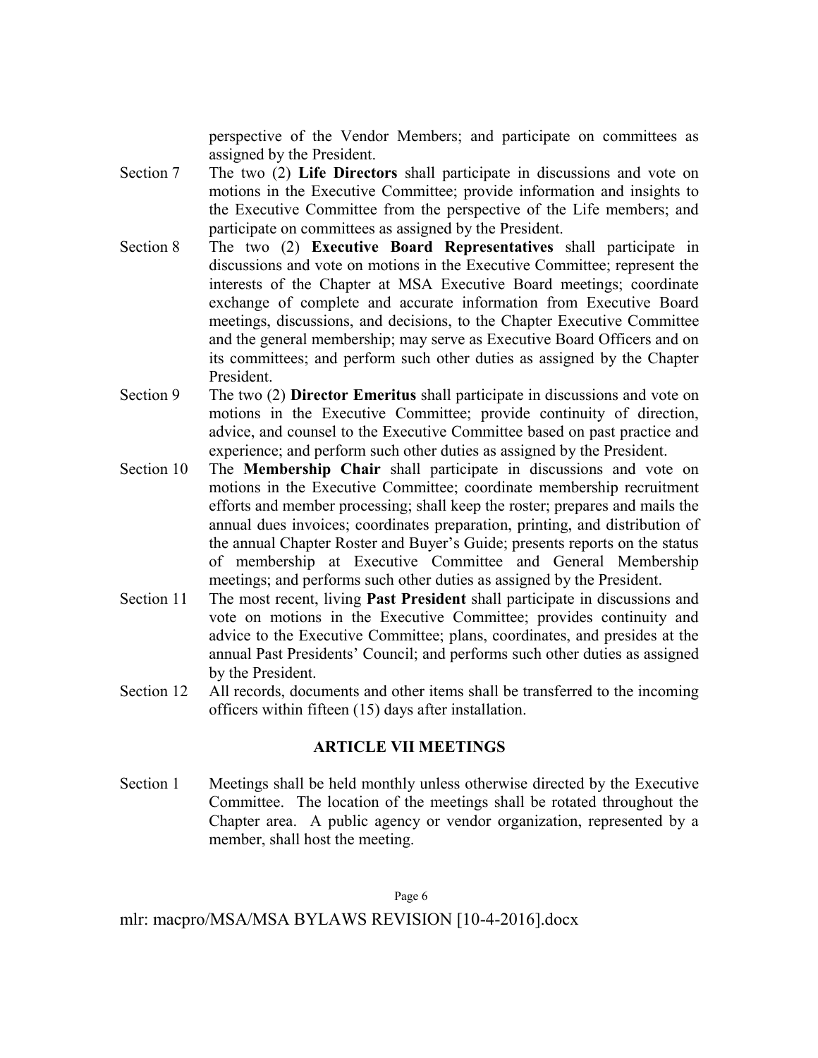perspective of the Vendor Members; and participate on committees as assigned by the President.

Section 7 The two (2) **Life Directors** shall participate in discussions and vote on motions in the Executive Committee; provide information and insights to the Executive Committee from the perspective of the Life members; and participate on committees as assigned by the President.

Section 8 The two (2) **Executive Board Representatives** shall participate in discussions and vote on motions in the Executive Committee; represent the interests of the Chapter at MSA Executive Board meetings; coordinate exchange of complete and accurate information from Executive Board meetings, discussions, and decisions, to the Chapter Executive Committee and the general membership; may serve as Executive Board Officers and on its committees; and perform such other duties as assigned by the Chapter President.

Section 9 The two (2) **Director Emeritus** shall participate in discussions and vote on motions in the Executive Committee; provide continuity of direction, advice, and counsel to the Executive Committee based on past practice and experience; and perform such other duties as assigned by the President.

Section 10 The **Membership Chair** shall participate in discussions and vote on motions in the Executive Committee; coordinate membership recruitment efforts and member processing; shall keep the roster; prepares and mails the annual dues invoices; coordinates preparation, printing, and distribution of the annual Chapter Roster and Buyer's Guide; presents reports on the status of membership at Executive Committee and General Membership meetings; and performs such other duties as assigned by the President.

Section 11 The most recent, living **Past President** shall participate in discussions and vote on motions in the Executive Committee; provides continuity and advice to the Executive Committee; plans, coordinates, and presides at the annual Past Presidents' Council; and performs such other duties as assigned by the President.

Section 12 All records, documents and other items shall be transferred to the incoming officers within fifteen (15) days after installation.

## ARTICLE VII MEETINGS

Section 1 Meetings shall be held monthly unless otherwise directed by the Executive Committee. The location of the meetings shall be rotated throughout the Chapter area. A public agency or vendor organization, represented by a member, shall host the meeting.

mlr: macpro/MSA/MSA BYLAWS REVISION [10-4-2016].docx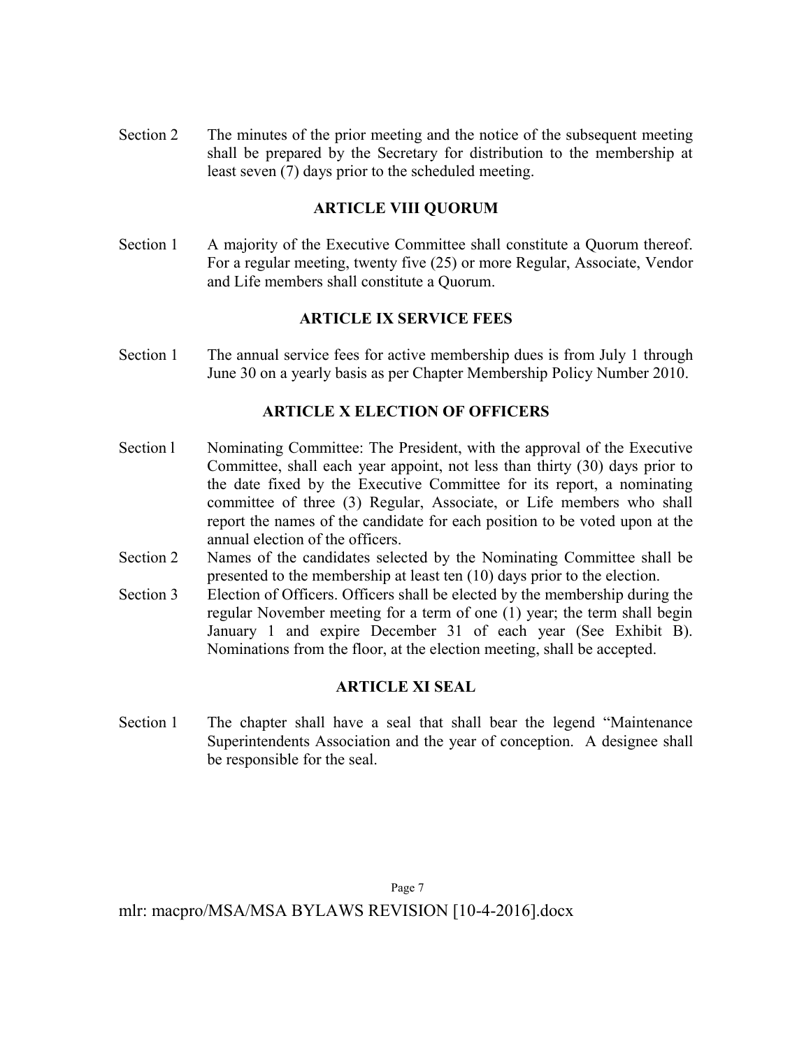Section 2 The minutes of the prior meeting and the notice of the subsequent meeting shall be prepared by the Secretary for distribution to the membership at least seven (7) days prior to the scheduled meeting.

## ARTICLE VIII QUORUM

Section 1 A majority of the Executive Committee shall constitute a Quorum thereof. For a regular meeting, twenty five (25) or more Regular, Associate, Vendor and Life members shall constitute a Quorum.

## ARTICLE IX SERVICE FEES

Section 1 The annual service fees for active membership dues is from July 1 through June 30 on a yearly basis as per Chapter Membership Policy Number 2010.

## ARTICLE X ELECTION OF OFFICERS

Section l Nominating Committee: The President, with the approval of the Executive Committee, shall each year appoint, not less than thirty (30) days prior to the date fixed by the Executive Committee for its report, a nominating committee of three (3) Regular, Associate, or Life members who shall report the names of the candidate for each position to be voted upon at the annual election of the officers.

Section 2 Names of the candidates selected by the Nominating Committee shall be presented to the membership at least ten (10) days prior to the election.

Section 3 Election of Officers. Officers shall be elected by the membership during the regular November meeting for a term of one (1) year; the term shall begin January 1 and expire December 31 of each year (See Exhibit B). Nominations from the floor, at the election meeting, shall be accepted.

## ARTICLE XI SEAL

Section 1 The chapter shall have a seal that shall bear the legend "Maintenance Superintendents Association and the year of conception. A designee shall be responsible for the seal.

mlr: macpro/MSA/MSA BYLAWS REVISION [10-4-2016].docx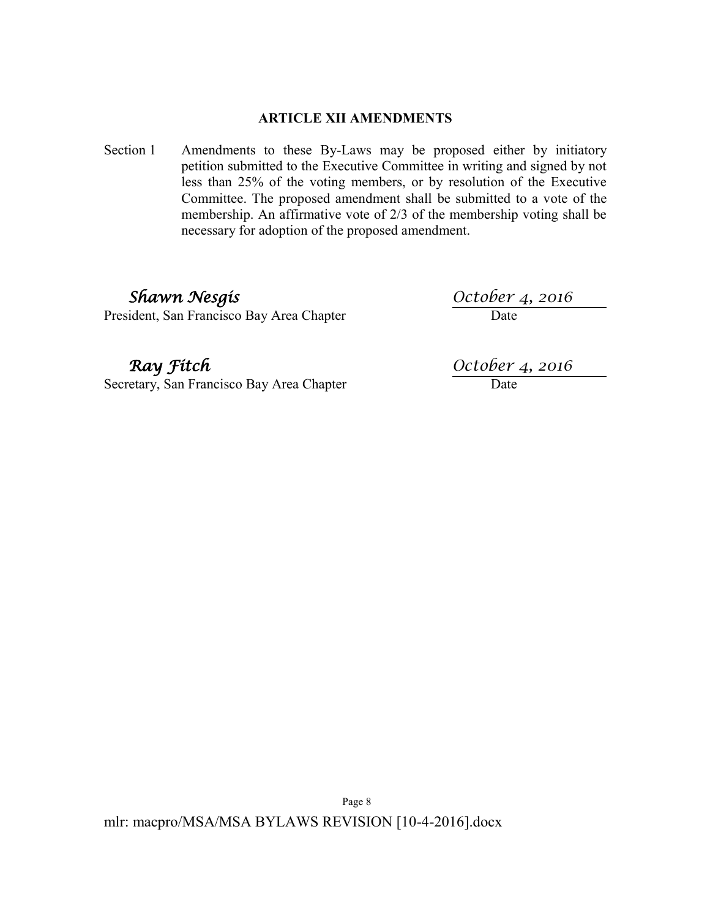## ARTICLE XII AMENDMENTS

Section 1 Amendments to these By-Laws may be proposed either by initiatory petition submitted to the Executive Committee in writing and signed by not less than 25% of the voting members, or by resolution of the Executive Committee. The proposed amendment shall be submitted to a vote of the membership. An affirmative vote of 2/3 of the membership voting shall be necessary for adoption of the proposed amendment.

*Shawn Nesgis* — *October 4, 2016*
President, San Francisco Bay Area Chapter — Date

*Ray Fitch* — *October 4, 2016*
Secretary, San Francisco Bay Area Chapter — Date

mlr: macpro/MSA/MSA BYLAWS REVISION [10-4-2016].docx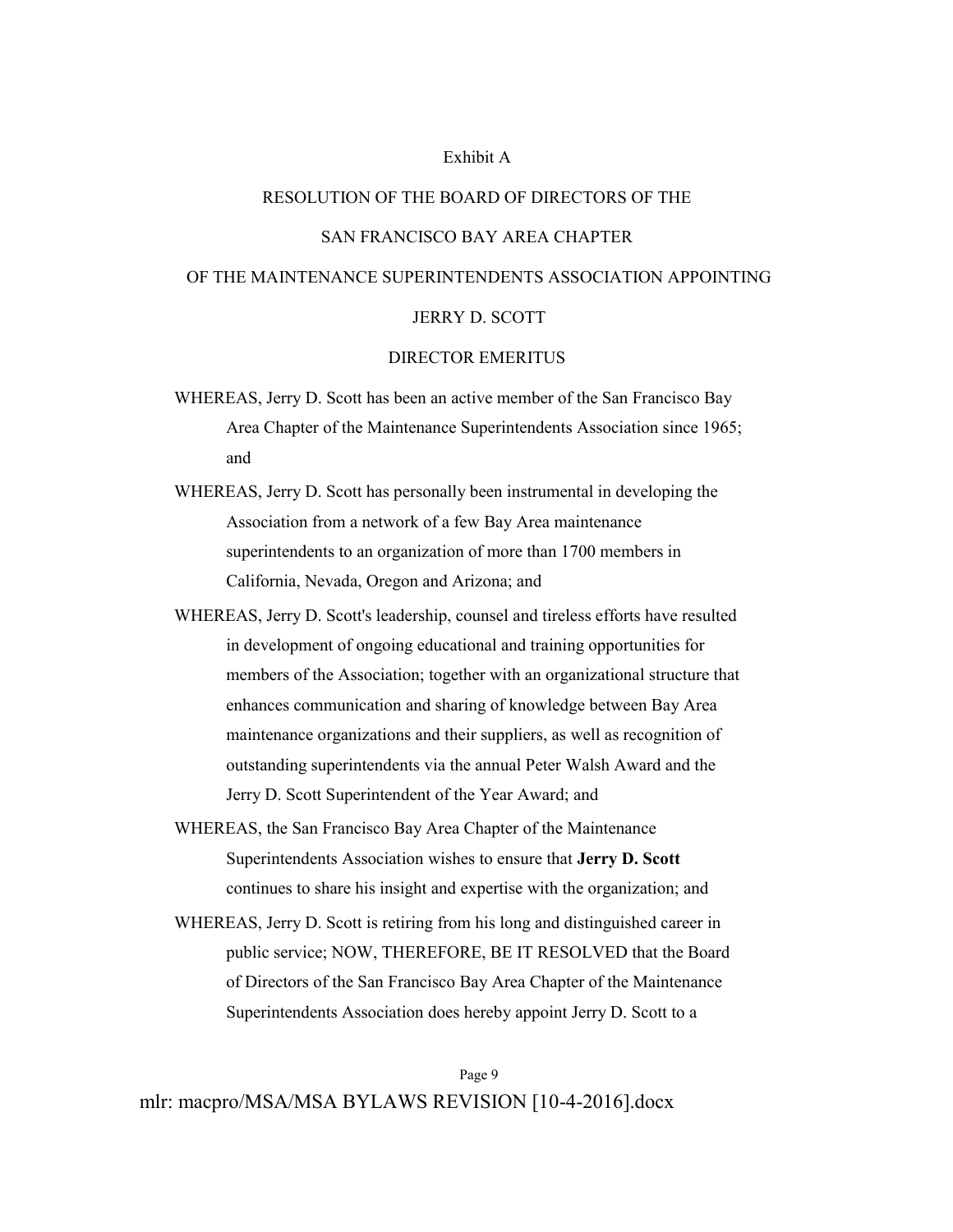Exhibit A

RESOLUTION OF THE BOARD OF DIRECTORS OF THE

SAN FRANCISCO BAY AREA CHAPTER

OF THE MAINTENANCE SUPERINTENDENTS ASSOCIATION APPOINTING

JERRY D. SCOTT

DIRECTOR EMERITUS

WHEREAS, Jerry D. Scott has been an active member of the San Francisco Bay Area Chapter of the Maintenance Superintendents Association since 1965; and

WHEREAS, Jerry D. Scott has personally been instrumental in developing the Association from a network of a few Bay Area maintenance superintendents to an organization of more than 1700 members in California, Nevada, Oregon and Arizona; and

WHEREAS, Jerry D. Scott's leadership, counsel and tireless efforts have resulted in development of ongoing educational and training opportunities for members of the Association; together with an organizational structure that enhances communication and sharing of knowledge between Bay Area maintenance organizations and their suppliers, as well as recognition of outstanding superintendents via the annual Peter Walsh Award and the Jerry D. Scott Superintendent of the Year Award; and

WHEREAS, the San Francisco Bay Area Chapter of the Maintenance Superintendents Association wishes to ensure that **Jerry D. Scott** continues to share his insight and expertise with the organization; and

WHEREAS, Jerry D. Scott is retiring from his long and distinguished career in public service; NOW, THEREFORE, BE IT RESOLVED that the Board of Directors of the San Francisco Bay Area Chapter of the Maintenance Superintendents Association does hereby appoint Jerry D. Scott to a

mlr: macpro/MSA/MSA BYLAWS REVISION [10-4-2016].docx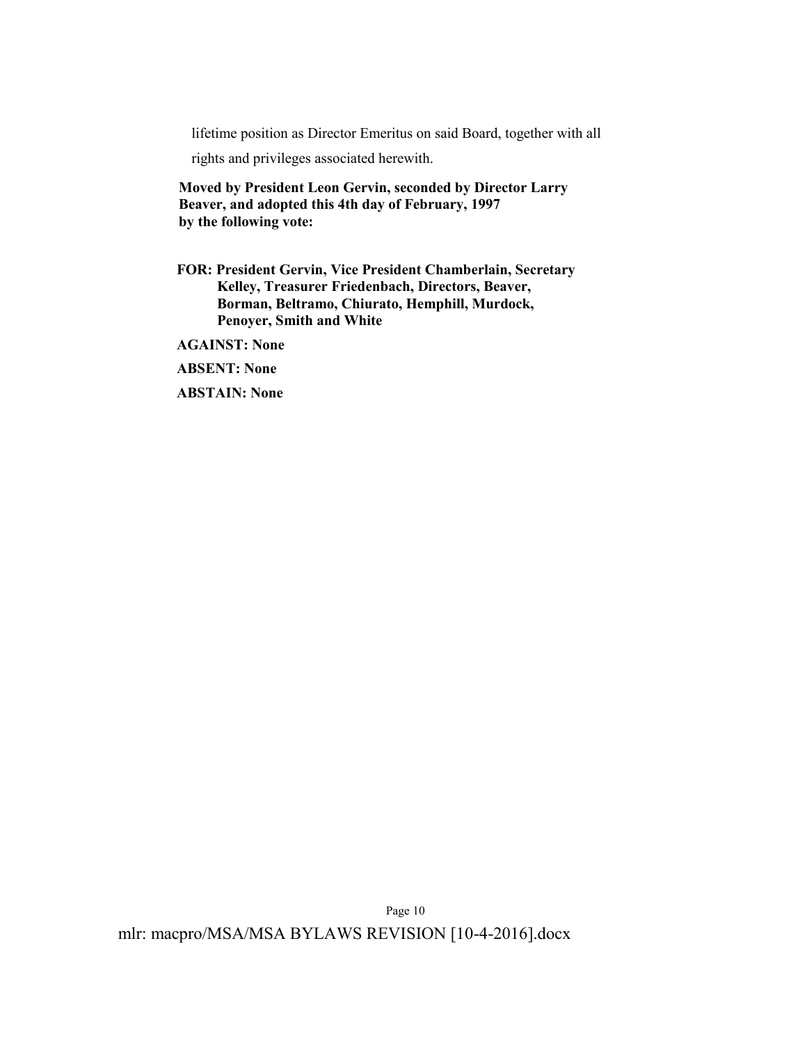lifetime position as Director Emeritus on said Board, together with all rights and privileges associated herewith.

**Moved by President Leon Gervin, seconded by Director Larry Beaver, and adopted this 4th day of February, 1997 by the following vote:**

**FOR: President Gervin, Vice President Chamberlain, Secretary Kelley, Treasurer Friedenbach, Directors, Beaver, Borman, Beltramo, Chiurato, Hemphill, Murdock, Penoyer, Smith and White**

**AGAINST: None**

**ABSENT: None**

**ABSTAIN: None**

mlr: macpro/MSA/MSA BYLAWS REVISION [10-4-2016].docx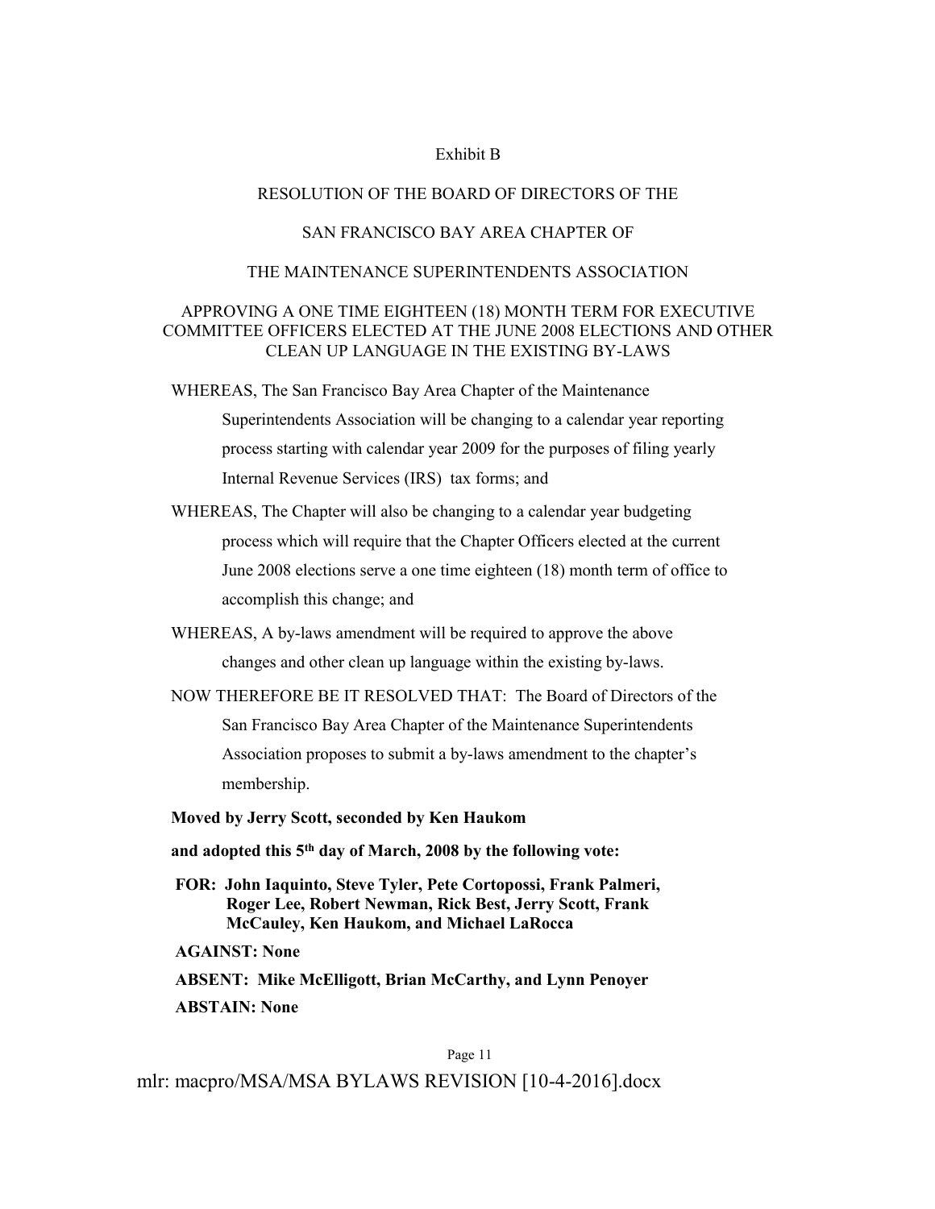Exhibit B

RESOLUTION OF THE BOARD OF DIRECTORS OF THE

SAN FRANCISCO BAY AREA CHAPTER OF

THE MAINTENANCE SUPERINTENDENTS ASSOCIATION

APPROVING A ONE TIME EIGHTEEN (18) MONTH TERM FOR EXECUTIVE COMMITTEE OFFICERS ELECTED AT THE JUNE 2008 ELECTIONS AND OTHER CLEAN UP LANGUAGE IN THE EXISTING BY-LAWS

WHEREAS, The San Francisco Bay Area Chapter of the Maintenance Superintendents Association will be changing to a calendar year reporting process starting with calendar year 2009 for the purposes of filing yearly Internal Revenue Services (IRS) tax forms; and

WHEREAS, The Chapter will also be changing to a calendar year budgeting process which will require that the Chapter Officers elected at the current June 2008 elections serve a one time eighteen (18) month term of office to accomplish this change; and

WHEREAS, A by-laws amendment will be required to approve the above changes and other clean up language within the existing by-laws.

NOW THEREFORE BE IT RESOLVED THAT: The Board of Directors of the San Francisco Bay Area Chapter of the Maintenance Superintendents Association proposes to submit a by-laws amendment to the chapter's membership.

**Moved by Jerry Scott, seconded by Ken Haukom**

**and adopted this 5th day of March, 2008 by the following vote:**

**FOR: John Iaquinto, Steve Tyler, Pete Cortopossi, Frank Palmeri, Roger Lee, Robert Newman, Rick Best, Jerry Scott, Frank McCauley, Ken Haukom, and Michael LaRocca**

**AGAINST: None**

**ABSENT: Mike McElligott, Brian McCarthy, and Lynn Penoyer**

**ABSTAIN: None**

mlr: macpro/MSA/MSA BYLAWS REVISION [10-4-2016].docx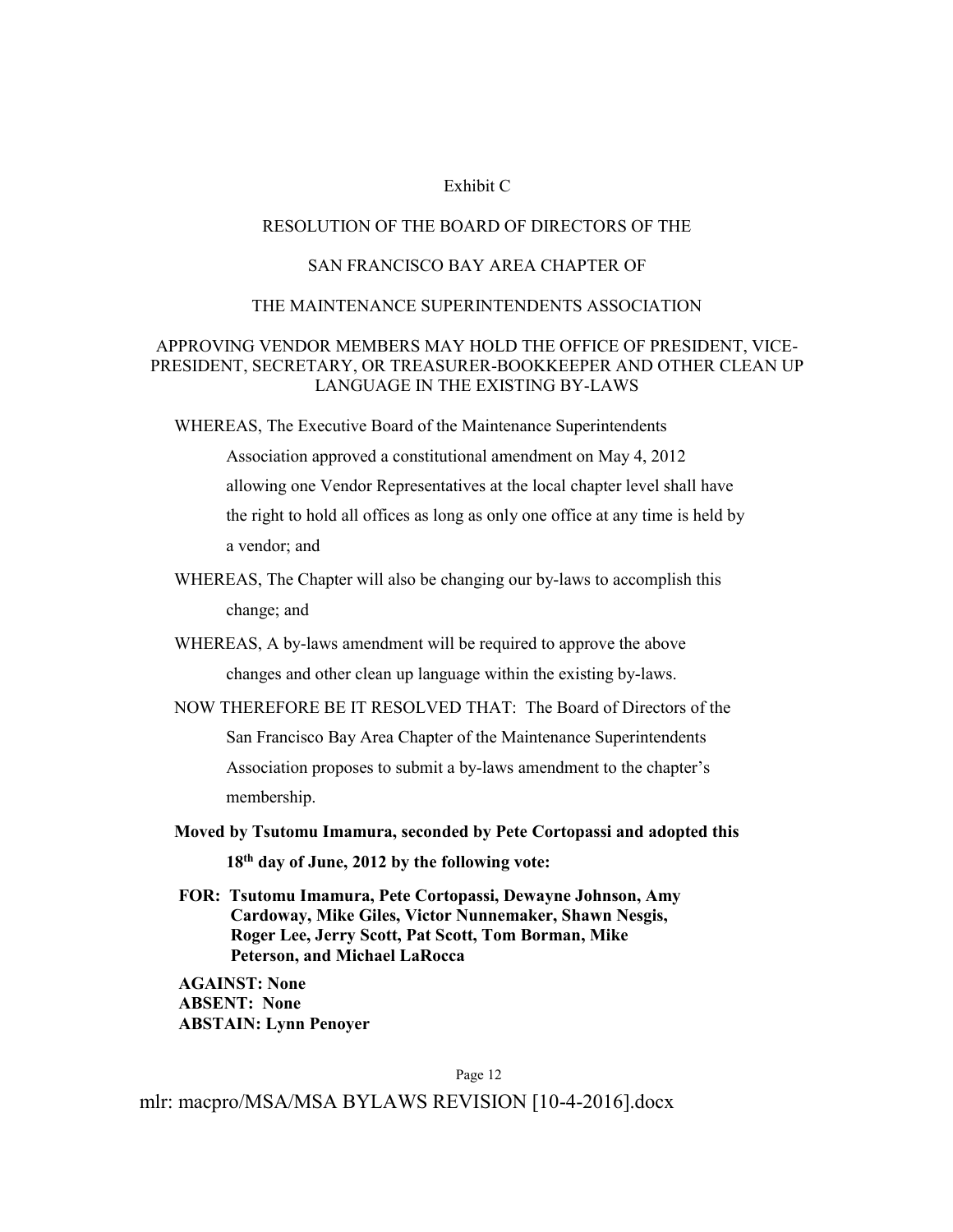Exhibit C

# RESOLUTION OF THE BOARD OF DIRECTORS OF THE SAN FRANCISCO BAY AREA CHAPTER OF THE MAINTENANCE SUPERINTENDENTS ASSOCIATION

## APPROVING VENDOR MEMBERS MAY HOLD THE OFFICE OF PRESIDENT, VICE-PRESIDENT, SECRETARY, OR TREASURER-BOOKKEEPER AND OTHER CLEAN UP LANGUAGE IN THE EXISTING BY-LAWS

WHEREAS, The Executive Board of the Maintenance Superintendents Association approved a constitutional amendment on May 4, 2012 allowing one Vendor Representatives at the local chapter level shall have the right to hold all offices as long as only one office at any time is held by a vendor; and

WHEREAS, The Chapter will also be changing our by-laws to accomplish this change; and

WHEREAS, A by-laws amendment will be required to approve the above changes and other clean up language within the existing by-laws.

NOW THEREFORE BE IT RESOLVED THAT: The Board of Directors of the San Francisco Bay Area Chapter of the Maintenance Superintendents Association proposes to submit a by-laws amendment to the chapter's membership.

**Moved by Tsutomu Imamura, seconded by Pete Cortopassi and adopted this 18th day of June, 2012 by the following vote:**

**FOR: Tsutomu Imamura, Pete Cortopassi, Dewayne Johnson, Amy Cardoway, Mike Giles, Victor Nunnemaker, Shawn Nesgis, Roger Lee, Jerry Scott, Pat Scott, Tom Borman, Mike Peterson, and Michael LaRocca**

**AGAINST: None**
**ABSENT: None**
**ABSTAIN: Lynn Penoyer**

mlr: macpro/MSA/MSA BYLAWS REVISION [10-4-2016].docx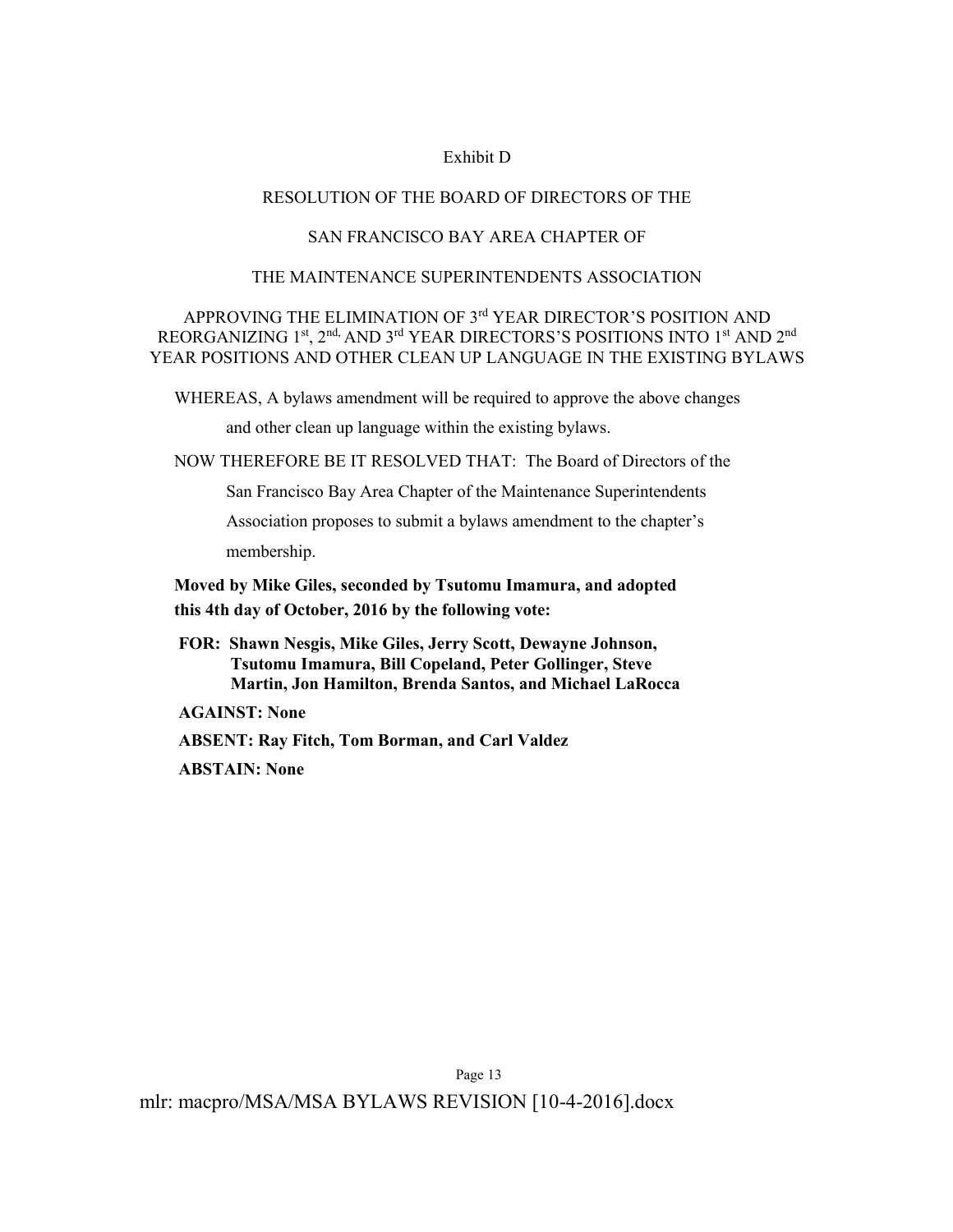Exhibit D

RESOLUTION OF THE BOARD OF DIRECTORS OF THE

SAN FRANCISCO BAY AREA CHAPTER OF

THE MAINTENANCE SUPERINTENDENTS ASSOCIATION

APPROVING THE ELIMINATION OF 3rd YEAR DIRECTOR'S POSITION AND REORGANIZING 1st, 2nd, AND 3rd YEAR DIRECTORS'S POSITIONS INTO 1st AND 2nd YEAR POSITIONS AND OTHER CLEAN UP LANGUAGE IN THE EXISTING BYLAWS

WHEREAS, A bylaws amendment will be required to approve the above changes and other clean up language within the existing bylaws.

NOW THEREFORE BE IT RESOLVED THAT: The Board of Directors of the San Francisco Bay Area Chapter of the Maintenance Superintendents Association proposes to submit a bylaws amendment to the chapter's membership.

**Moved by Mike Giles, seconded by Tsutomu Imamura, and adopted this 4th day of October, 2016 by the following vote:**

**FOR: Shawn Nesgis, Mike Giles, Jerry Scott, Dewayne Johnson, Tsutomu Imamura, Bill Copeland, Peter Gollinger, Steve Martin, Jon Hamilton, Brenda Santos, and Michael LaRocca**

**AGAINST: None**

**ABSENT: Ray Fitch, Tom Borman, and Carl Valdez**

**ABSTAIN: None**

mlr: macpro/MSA/MSA BYLAWS REVISION [10-4-2016].docx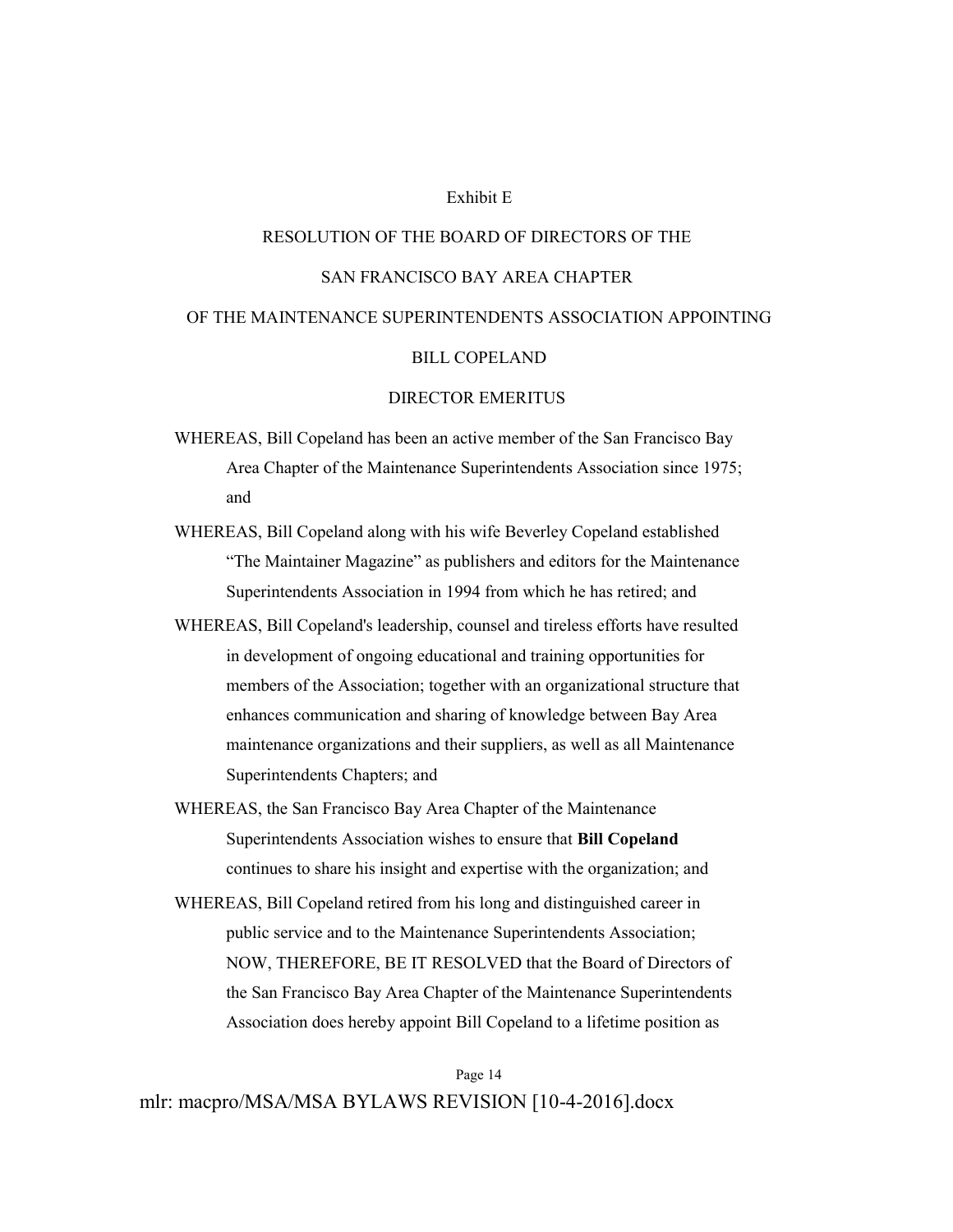Exhibit E

RESOLUTION OF THE BOARD OF DIRECTORS OF THE

SAN FRANCISCO BAY AREA CHAPTER

OF THE MAINTENANCE SUPERINTENDENTS ASSOCIATION APPOINTING

BILL COPELAND

DIRECTOR EMERITUS

WHEREAS, Bill Copeland has been an active member of the San Francisco Bay Area Chapter of the Maintenance Superintendents Association since 1975; and

WHEREAS, Bill Copeland along with his wife Beverley Copeland established "The Maintainer Magazine" as publishers and editors for the Maintenance Superintendents Association in 1994 from which he has retired; and

WHEREAS, Bill Copeland's leadership, counsel and tireless efforts have resulted in development of ongoing educational and training opportunities for members of the Association; together with an organizational structure that enhances communication and sharing of knowledge between Bay Area maintenance organizations and their suppliers, as well as all Maintenance Superintendents Chapters; and

WHEREAS, the San Francisco Bay Area Chapter of the Maintenance Superintendents Association wishes to ensure that **Bill Copeland** continues to share his insight and expertise with the organization; and

WHEREAS, Bill Copeland retired from his long and distinguished career in public service and to the Maintenance Superintendents Association; NOW, THEREFORE, BE IT RESOLVED that the Board of Directors of the San Francisco Bay Area Chapter of the Maintenance Superintendents Association does hereby appoint Bill Copeland to a lifetime position as

mlr: macpro/MSA/MSA BYLAWS REVISION [10-4-2016].docx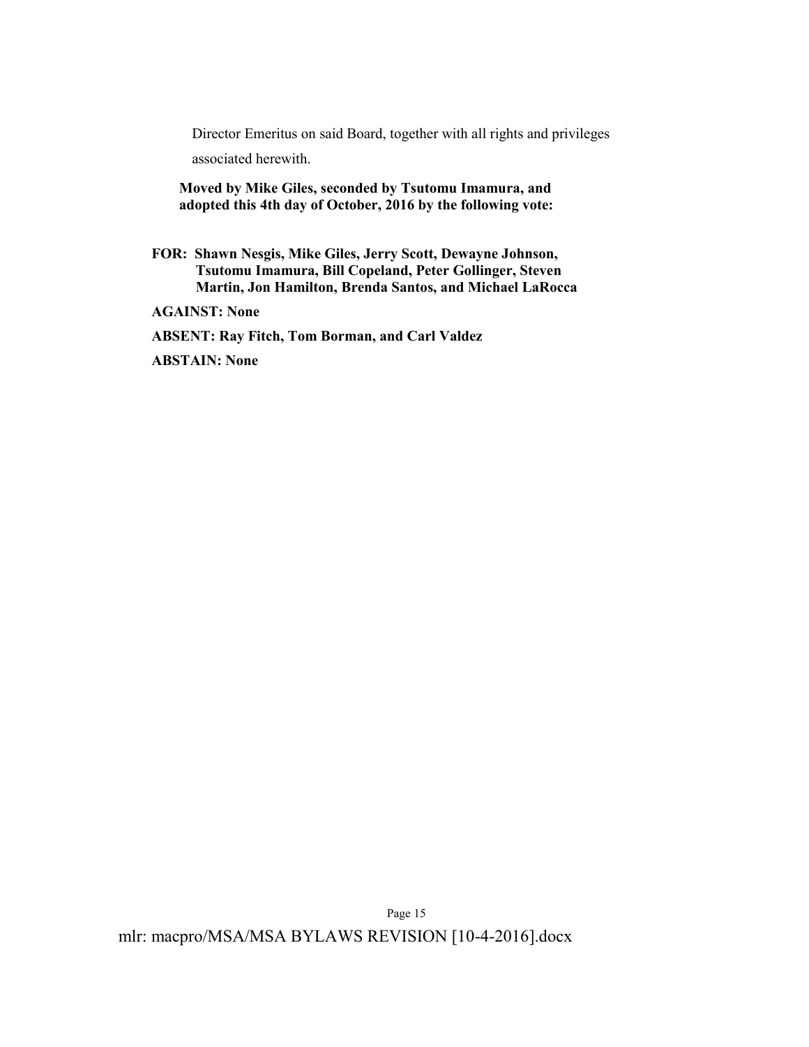Director Emeritus on said Board, together with all rights and privileges associated herewith.

**Moved by Mike Giles, seconded by Tsutomu Imamura, and adopted this 4th day of October, 2016 by the following vote:**

**FOR: Shawn Nesgis, Mike Giles, Jerry Scott, Dewayne Johnson, Tsutomu Imamura, Bill Copeland, Peter Gollinger, Steven Martin, Jon Hamilton, Brenda Santos, and Michael LaRocca**

**AGAINST: None**

**ABSENT: Ray Fitch, Tom Borman, and Carl Valdez**

**ABSTAIN: None**

mlr: macpro/MSA/MSA BYLAWS REVISION [10-4-2016].docx